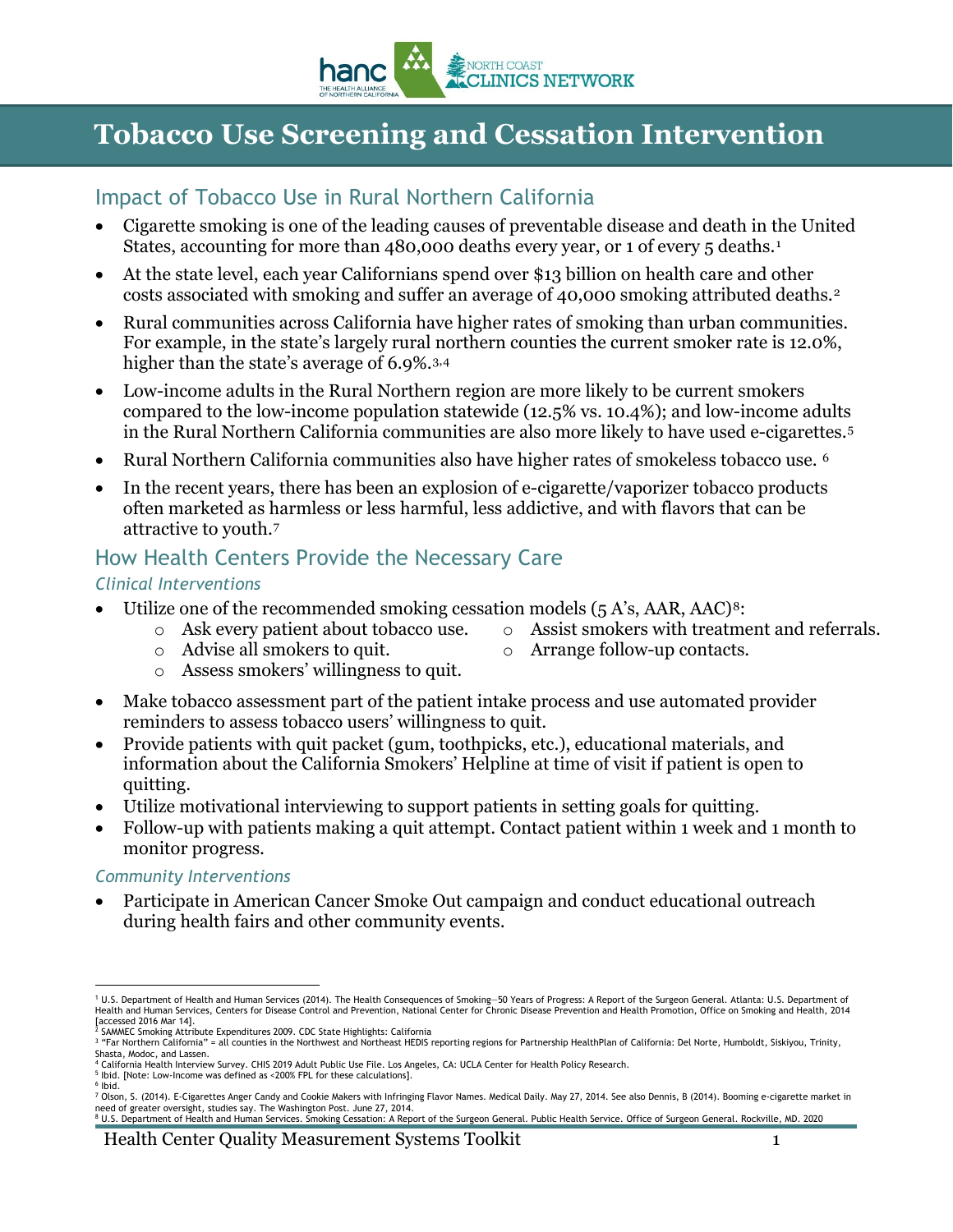# Tobacco Use Screening and Cessation Intervention

## Impact of Tobacco Use in Rural Northern California

- Cigarette smoking is one of the leading causes of preventable disease and death in the United States, accounting for more than 480,000 deaths every year, or 1 of every 5 deaths.[1]
- At the state level, each year Californians spend over $13 billion on health care and other costs associated with smoking and suffer an average of 40,000 smoking attributed deaths.[2]
- Rural communities across California have higher rates of smoking than urban communities. For example, in the state's largely rural northern counties the current smoker rate is 12.0%, higher than the state's average of 6.9%.[3,4]
- Low-income adults in the Rural Northern region are more likely to be current smokers compared to the low-income population statewide (12.5% vs. 10.4%); and low-income adults in the Rural Northern California communities are also more likely to have used e-cigarettes.[5]
- Rural Northern California communities also have higher rates of smokeless tobacco use. [6]
- In the recent years, there has been an explosion of e-cigarette/vaporizer tobacco products often marketed as harmless or less harmful, less addictive, and with flavors that can be attractive to youth.[7]

## How Health Centers Provide the Necessary Care

### *Clinical Interventions*

- Utilize one of the recommended smoking cessation models (5 A's, AAR, AAC)[8]:
  - Ask every patient about tobacco use.
  - Advise all smokers to quit.
  - Assess smokers' willingness to quit.
  - Assist smokers with treatment and referrals.
  - Arrange follow-up contacts.
- Make tobacco assessment part of the patient intake process and use automated provider reminders to assess tobacco users' willingness to quit.
- Provide patients with quit packet (gum, toothpicks, etc.), educational materials, and information about the California Smokers' Helpline at time of visit if patient is open to quitting.
- Utilize motivational interviewing to support patients in setting goals for quitting.
- Follow-up with patients making a quit attempt. Contact patient within 1 week and 1 month to monitor progress.

### *Community Interventions*

- Participate in American Cancer Smoke Out campaign and conduct educational outreach during health fairs and other community events.

---

[1] U.S. Department of Health and Human Services (2014). The Health Consequences of Smoking—50 Years of Progress: A Report of the Surgeon General. Atlanta: U.S. Department of Health and Human Services, Centers for Disease Control and Prevention, National Center for Chronic Disease Prevention and Health Promotion, Office on Smoking and Health, 2014 [accessed 2016 Mar 14].

[2] SAMMEC Smoking Attribute Expenditures 2009. CDC State Highlights: California

[3] "Far Northern California" = all counties in the Northwest and Northeast HEDIS reporting regions for Partnership HealthPlan of California: Del Norte, Humboldt, Siskiyou, Trinity, Shasta, Modoc, and Lassen.

[4] California Health Interview Survey. CHIS 2019 Adult Public Use File. Los Angeles, CA: UCLA Center for Health Policy Research.

[5] Ibid. [Note: Low-Income was defined as <200% FPL for these calculations].

[6] Ibid.

[7] Olson, S. (2014). E-Cigarettes Anger Candy and Cookie Makers with Infringing Flavor Names. Medical Daily. May 27, 2014. See also Dennis, B (2014). Booming e-cigarette market in need of greater oversight, studies say. The Washington Post. June 27, 2014.

[8] U.S. Department of Health and Human Services. Smoking Cessation: A Report of the Surgeon General. Public Health Service. Office of Surgeon General. Rockville, MD. 2020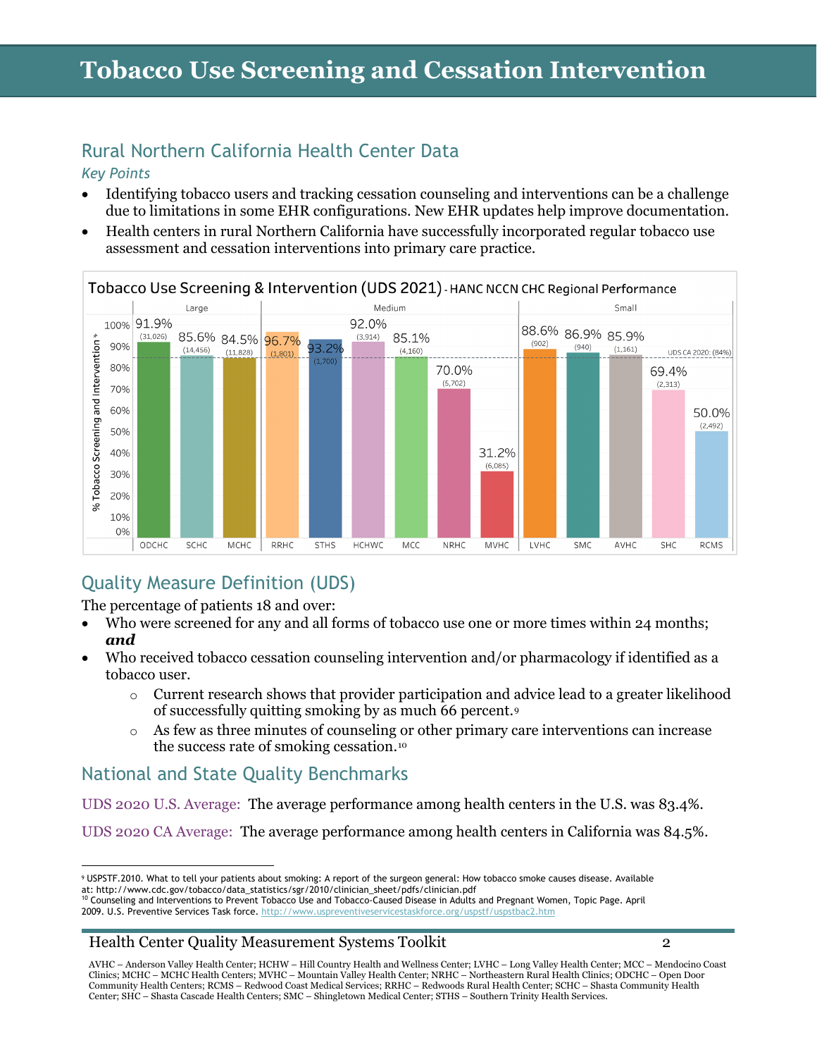# Tobacco Use Screening and Cessation Intervention

## Rural Northern California Health Center Data

*Key Points*

- Identifying tobacco users and tracking cessation counseling and interventions can be a challenge due to limitations in some EHR configurations. New EHR updates help improve documentation.
- Health centers in rural Northern California have successfully incorporated regular tobacco use assessment and cessation interventions into primary care practice.

Tobacco Use Screening & Intervention (UDS 2021) - HANC NCCN CHC Regional Performance

Large | Medium | Small

% Tobacco Screening and Intervention *

100% 90% 80% 70% 60% 50% 40% 30% 20% 10% 0%

UDS CA 2020: (84%)

ODCHC 91.9% (31,026)
SCHC 85.6% (14,456)
MCHC 84.5% (11,828)
RRHC 96.7% (1,801)
STHS 93.2% (1,700)
HCHWC 92.0% (3,914)
MCC 85.1% (4,160)
NRHC 70.0% (5,702)
MVHC 31.2% (6,085)
LVHC 88.6% (902)
SMC 86.9% (940)
AVHC 85.9% (1,161)
SHC 69.4% (2,313)
RCMS 50.0% (2,492)

## Quality Measure Definition (UDS)

The percentage of patients 18 and over:

- Who were screened for any and all forms of tobacco use one or more times within 24 months; ***and***
- Who received tobacco cessation counseling intervention and/or pharmacology if identified as a tobacco user.
  - Current research shows that provider participation and advice lead to a greater likelihood of successfully quitting smoking by as much 66 percent.[9]
  - As few as three minutes of counseling or other primary care interventions can increase the success rate of smoking cessation.[10]

## National and State Quality Benchmarks

UDS 2020 U.S. Average: The average performance among health centers in the U.S. was 83.4%.

UDS 2020 CA Average: The average performance among health centers in California was 84.5%.

---

[9] USPSTF.2010. What to tell your patients about smoking: A report of the surgeon general: How tobacco smoke causes disease. Available at: http://www.cdc.gov/tobacco/data_statistics/sgr/2010/clinician_sheet/pdfs/clinician.pdf

[10] Counseling and Interventions to Prevent Tobacco Use and Tobacco-Caused Disease in Adults and Pregnant Women, Topic Page. April 2009. U.S. Preventive Services Task force. http://www.uspreventiveservicestaskforce.org/uspstf/uspstbac2.htm

AVHC – Anderson Valley Health Center; HCHW – Hill Country Health and Wellness Center; LVHC – Long Valley Health Center; MCC – Mendocino Coast Clinics; MCHC – MCHC Health Centers; MVHC – Mountain Valley Health Center; NRHC – Northeastern Rural Health Clinics; ODCHC – Open Door Community Health Centers; RCMS – Redwood Coast Medical Services; RRHC – Redwoods Rural Health Center; SCHC – Shasta Community Health Center; SHC – Shasta Cascade Health Centers; SMC – Shingletown Medical Center; STHS – Southern Trinity Health Services.